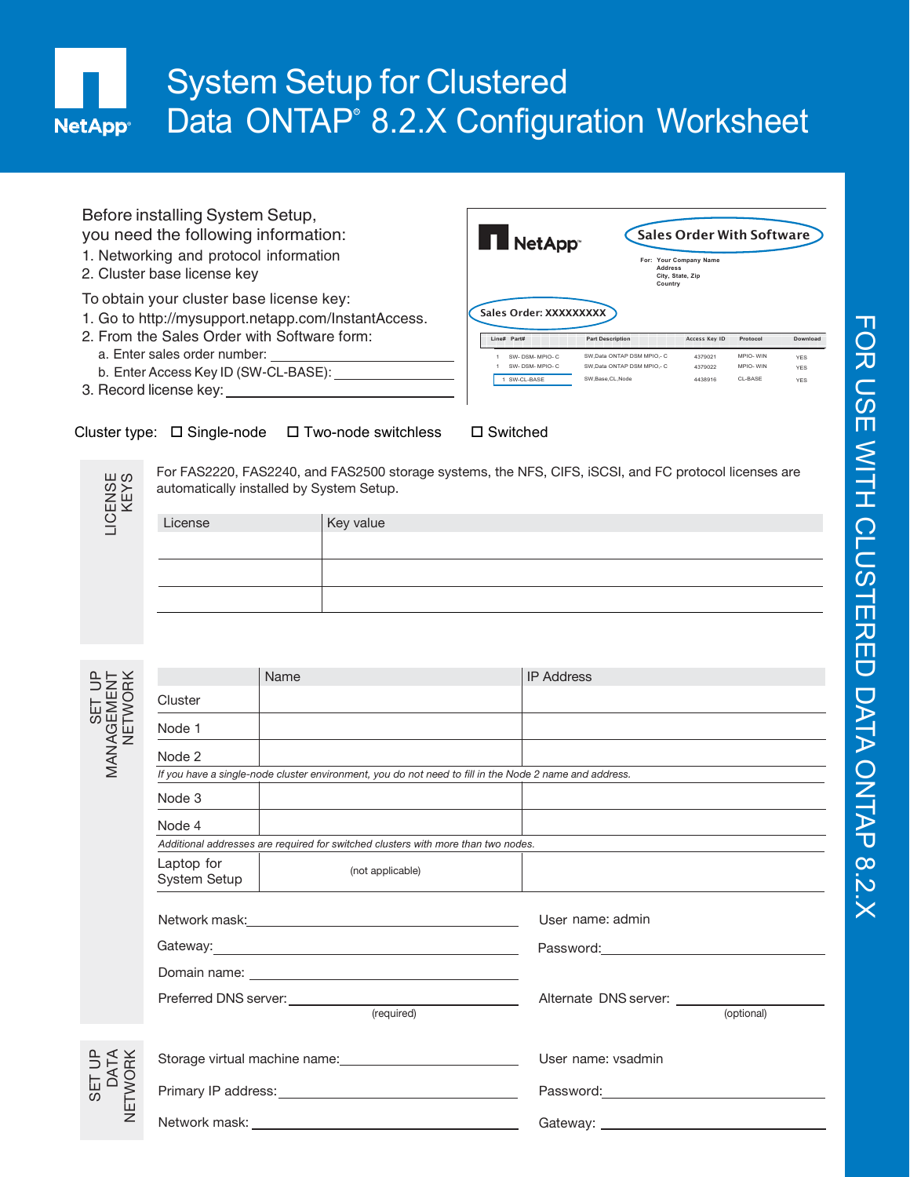# System Setup for Clustered Data ONTAP® 8.2.X Configuration Worksheet

FOR USE WITH CLUSTERED DATA ONTAP 8.2.X

Before installing System Setup, you need the following information:

1. Networking and protocol information
2. Cluster base license key

To obtain your cluster base license key:

1. Go to http://mysupport.netapp.com/InstantAccess.
2. From the Sales Order with Software form:
   a. Enter sales order number: ____________________
   b. Enter Access Key ID (SW-CL-BASE): ____________________
3. Record license key: ____________________

NetApp — Sales Order With Software

For: Your Company Name
Address
City, State, Zip
Country

Sales Order: XXXXXXXXX

| Line# | Part# | Part Description | Access Key ID | Protocol | Download |
|---|---|---|---|---|---|
| 1 | SW- DSM- MPIO- C | SW,Data ONTAP DSM MPIO,- C | 4379021 | MPIO- WIN | YES |
| 1 | SW- DSM- MPIO- C | SW,Data ONTAP DSM MPIO,- C | 4379022 | MPIO- WIN | YES |
| 1 | SW-CL-BASE | SW,Base,CL,Node | 4438916 | CL-BASE | YES |

Cluster type: ☐ Single-node ☐ Two-node switchless ☐ Switched

## LICENSE KEYS

For FAS2220, FAS2240, and FAS2500 storage systems, the NFS, CIFS, iSCSI, and FC protocol licenses are automatically installed by System Setup.

| License | Key value |
|---|---|
| | |
| | |
| | |

## SET UP MANAGEMENT NETWORK

| | Name | IP Address |
|---|---|---|
| Cluster | | |
| Node 1 | | |
| Node 2 | | |
| *If you have a single-node cluster environment, you do not need to fill in the Node 2 name and address.* | | |
| Node 3 | | |
| Node 4 | | |
| *Additional addresses are required for switched clusters with more than two nodes.* | | |
| Laptop for System Setup | (not applicable) | |

Network mask: ____________________

Gateway: ____________________

Domain name: ____________________

Preferred DNS server: ____________________ (required)

User name: admin

Password: ____________________

Alternate DNS server: ____________________ (optional)

## SET UP DATA NETWORK

Storage virtual machine name: ____________________

Primary IP address: ____________________

Network mask: ____________________

User name: vsadmin

Password: ____________________

Gateway: ____________________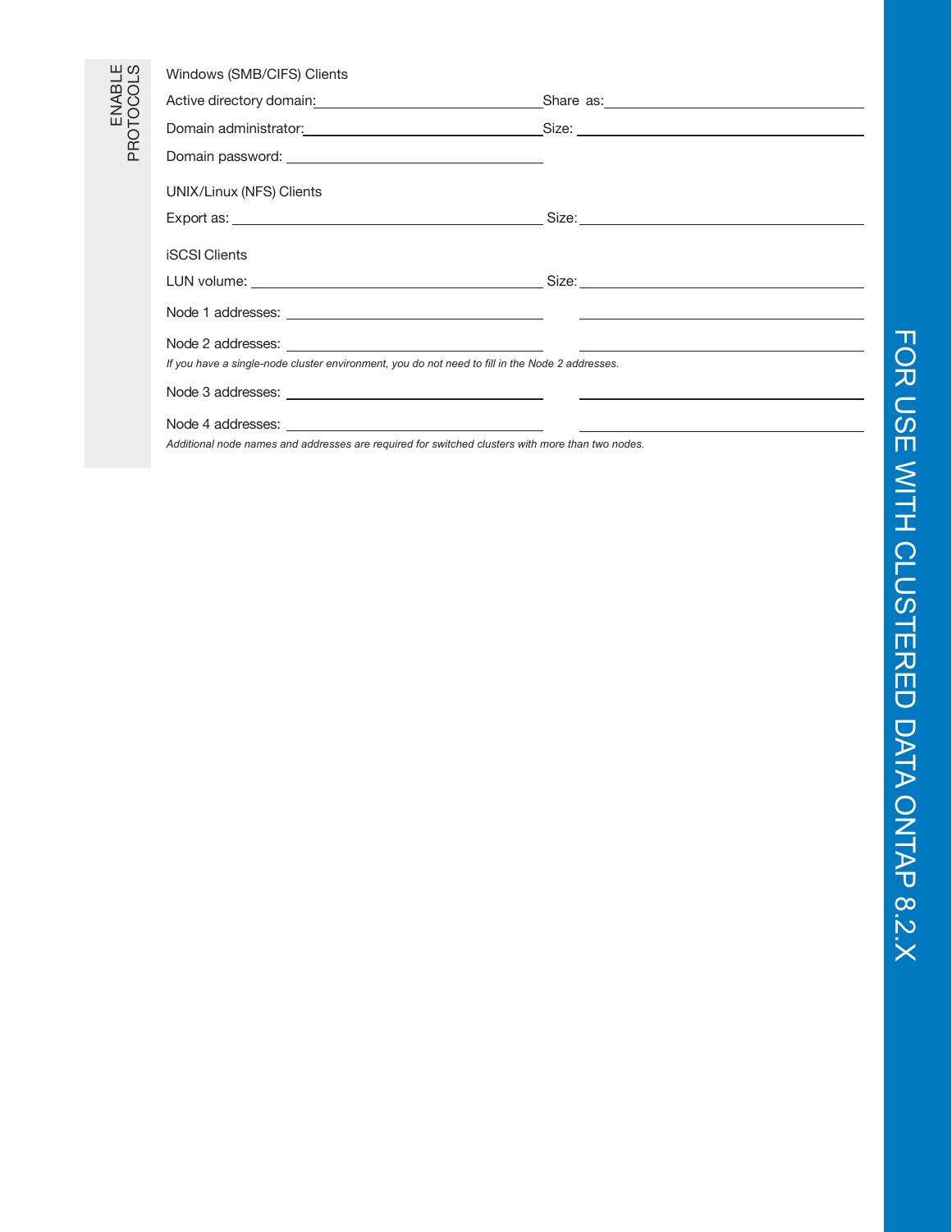## ENABLE PROTOCOLS

### Windows (SMB/CIFS) Clients

Active directory domain: ______________________ Share as: ______________________

Domain administrator: ______________________ Size: ______________________

Domain password: ______________________

### UNIX/Linux (NFS) Clients

Export as: ______________________ Size: ______________________

### iSCSI Clients

LUN volume: ______________________ Size: ______________________

Node 1 addresses: ______________________ ______________________

Node 2 addresses: ______________________ ______________________

*If you have a single-node cluster environment, you do not need to fill in the Node 2 addresses.*

Node 3 addresses: ______________________ ______________________

Node 4 addresses: ______________________ ______________________

*Additional node names and addresses are required for switched clusters with more than two nodes.*

FOR USE WITH CLUSTERED DATA ONTAP 8.2.X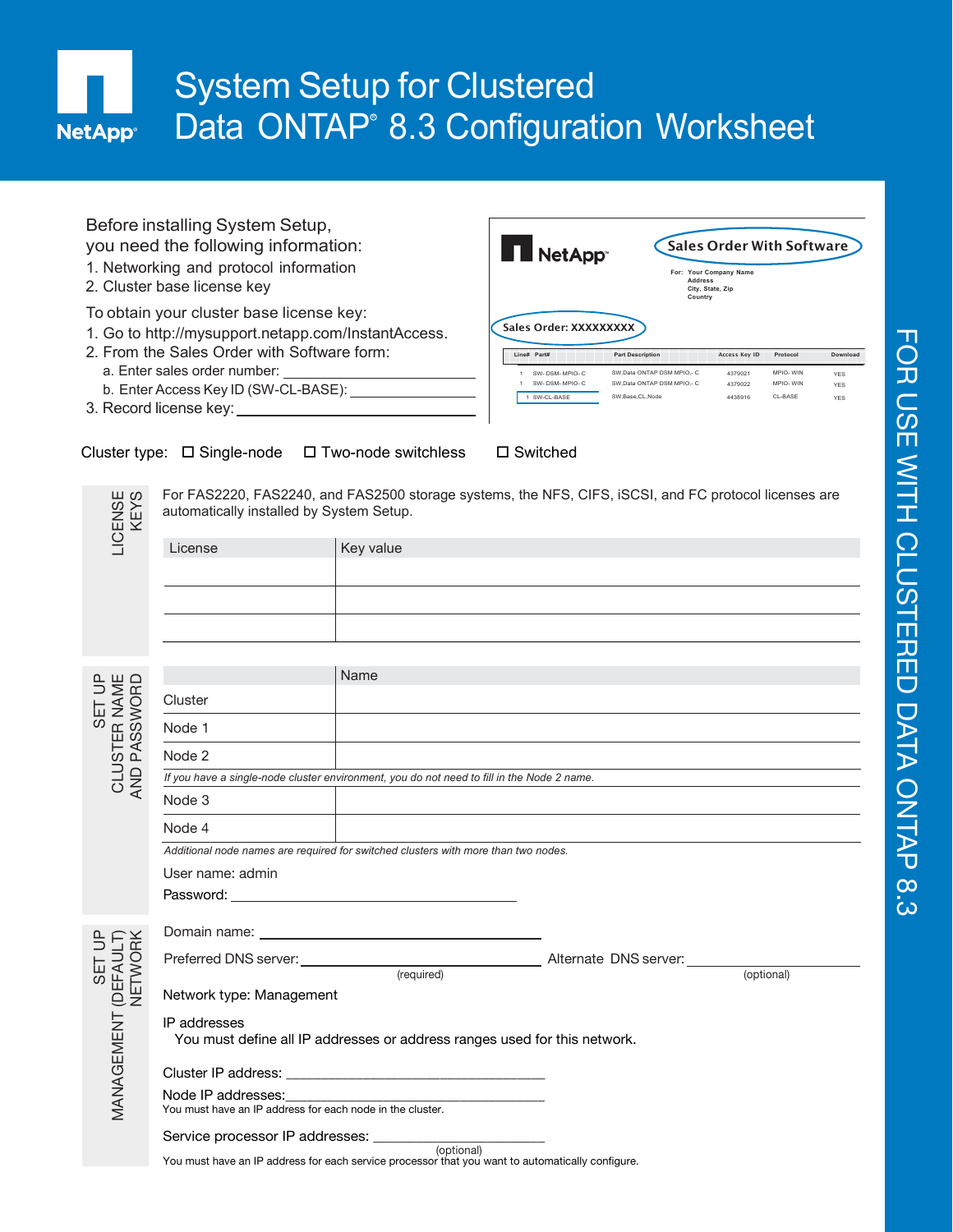# System Setup for Clustered Data ONTAP® 8.3 Configuration Worksheet

FOR USE WITH CLUSTERED DATA ONTAP 8.3

Before installing System Setup,
you need the following information:

1. Networking and protocol information
2. Cluster base license key

To obtain your cluster base license key:

1. Go to http://mysupport.netapp.com/InstantAccess.
2. From the Sales Order with Software form:
   a. Enter sales order number: ____________________
   b. Enter Access Key ID (SW-CL-BASE): ____________________
3. Record license key: ____________________

NetApp

**Sales Order With Software**

For: Your Company Name
Address
City, State, Zip
Country

**Sales Order: XXXXXXXXX**

| Line# | Part# | Part Description | Access Key ID | Protocol | Download |
|---|---|---|---|---|---|
| 1 | SW- DSM- MPIO- C | SW,Data ONTAP DSM MPIO,- C | 4379021 | MPIO- WIN | YES |
| 1 | SW- DSM- MPIO- C | SW,Data ONTAP DSM MPIO,- C | 4379022 | MPIO- WIN | YES |
| 1 | SW-CL-BASE | SW,Base,CL,Node | 4438916 | CL-BASE | YES |

Cluster type: ☐ Single-node ☐ Two-node switchless ☐ Switched

## LICENSE KEYS

For FAS2220, FAS2240, and FAS2500 storage systems, the NFS, CIFS, iSCSI, and FC protocol licenses are automatically installed by System Setup.

| License | Key value |
|---|---|
| | |
| | |
| | |

## SET UP CLUSTER NAME AND PASSWORD

| | Name |
|---|---|
| Cluster | |
| Node 1 | |
| Node 2 | |

*If you have a single-node cluster environment, you do not need to fill in the Node 2 name.*

| | Name |
|---|---|
| Node 3 | |
| Node 4 | |

*Additional node names are required for switched clusters with more than two nodes.*

User name: admin

Password: ____________________

## SET UP MANAGEMENT (DEFAULT) NETWORK

Domain name: ____________________

Preferred DNS server: ____________________ (required) Alternate DNS server: ____________________ (optional)

Network type: Management

IP addresses
 You must define all IP addresses or address ranges used for this network.

Cluster IP address: ____________________

Node IP addresses: ____________________
You must have an IP address for each node in the cluster.

Service processor IP addresses: ____________________ (optional)
You must have an IP address for each service processor that you want to automatically configure.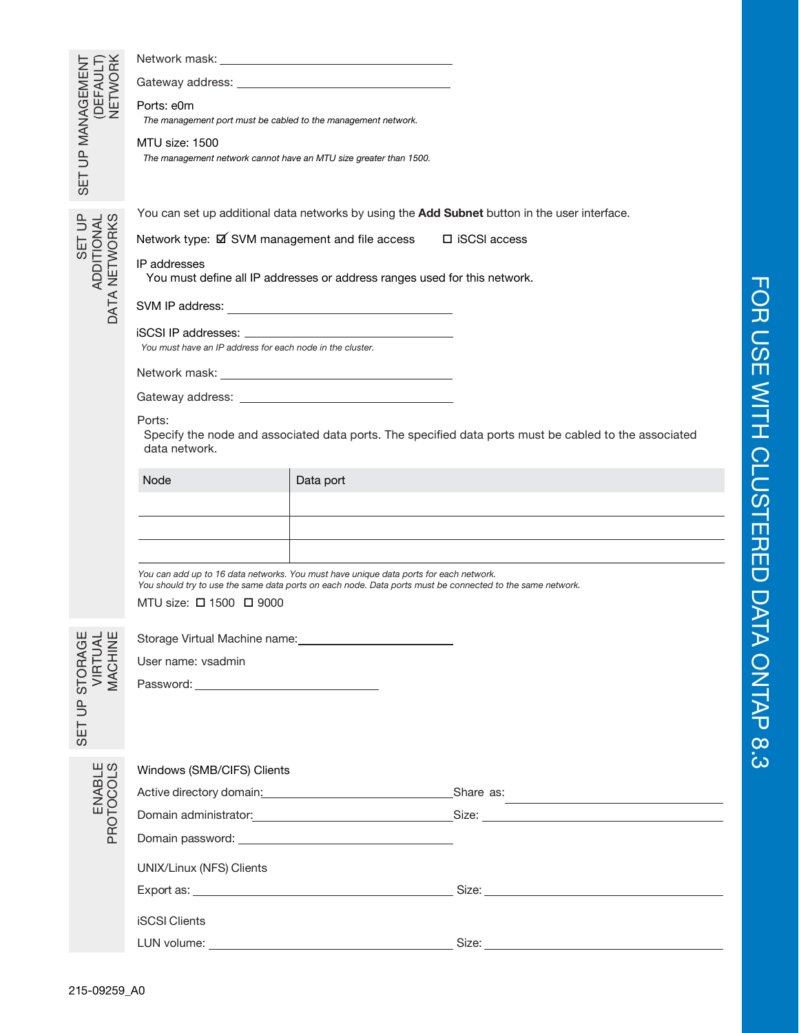## SET UP MANAGEMENT (DEFAULT) NETWORK

Network mask: ______________________________

Gateway address: ______________________________

Ports: e0m

*The management port must be cabled to the management network.*

MTU size: 1500

*The management network cannot have an MTU size greater than 1500.*

## SET UP ADDITIONAL DATA NETWORKS

You can set up additional data networks by using the **Add Subnet** button in the user interface.

Network type: ☑ SVM management and file access ☐ iSCSI access

IP addresses

You must define all IP addresses or address ranges used for this network.

SVM IP address: ______________________________

iSCSI IP addresses: ______________________________

*You must have an IP address for each node in the cluster.*

Network mask: ______________________________

Gateway address: ______________________________

Ports:

Specify the node and associated data ports. The specified data ports must be cabled to the associated data network.

| Node | Data port |
|---|---|
| | |
| | |
| | |

*You can add up to 16 data networks. You must have unique data ports for each network.*
*You should try to use the same data ports on each node. Data ports must be connected to the same network.*

MTU size: ☐ 1500 ☐ 9000

## SET UP STORAGE VIRTUAL MACHINE

Storage Virtual Machine name: ______________________________

User name: vsadmin

Password: ______________________________

## ENABLE PROTOCOLS

Windows (SMB/CIFS) Clients

Active directory domain: ______________________________ Share as: ______________________________

Domain administrator: ______________________________ Size: ______________________________

Domain password: ______________________________

UNIX/Linux (NFS) Clients

Export as: ______________________________ Size: ______________________________

iSCSI Clients

LUN volume: ______________________________ Size: ______________________________

215-09259_A0

FOR USE WITH CLUSTERED DATA ONTAP 8.3